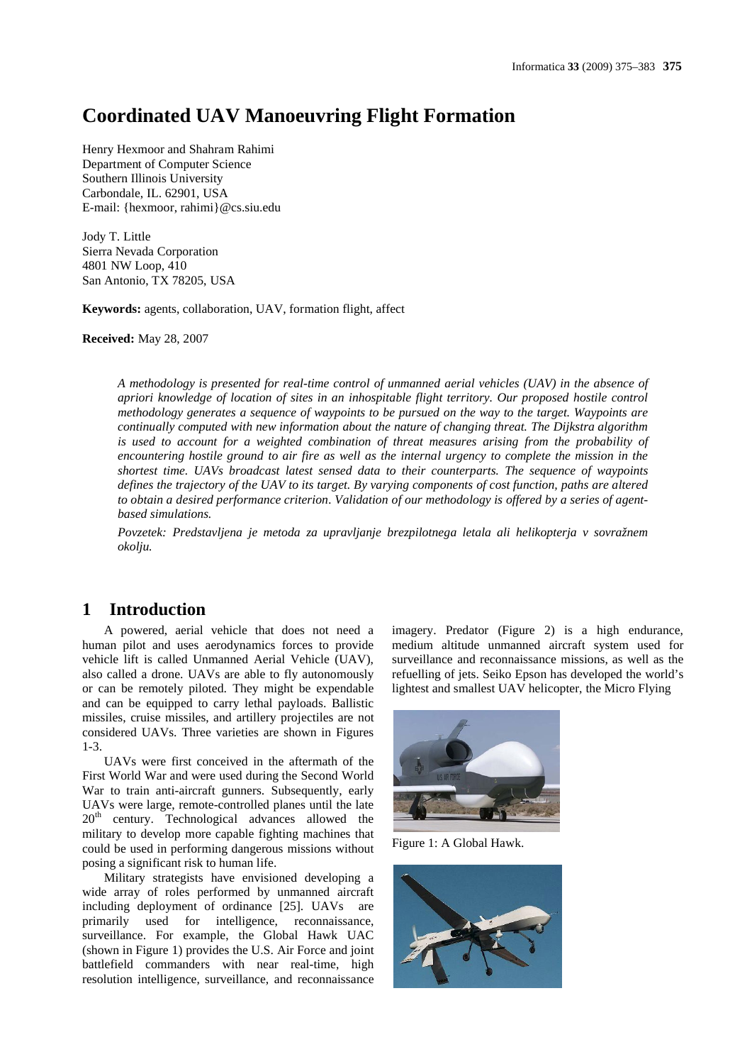# Coordinated UAV Manoeuvring Flight Formation

Henry Hexmoor and Shahram Rahimi
Department of Computer Science
Southern Illinois University
Carbondale, IL. 62901, USA
E-mail: {hexmoor, rahimi}@cs.siu.edu

Jody T. Little
Sierra Nevada Corporation
4801 NW Loop, 410
San Antonio, TX 78205, USA

**Keywords:** agents, collaboration, UAV, formation flight, affect

**Received:** May 28, 2007

*A methodology is presented for real-time control of unmanned aerial vehicles (UAV) in the absence of apriori knowledge of location of sites in an inhospitable flight territory. Our proposed hostile control methodology generates a sequence of waypoints to be pursued on the way to the target. Waypoints are continually computed with new information about the nature of changing threat. The Dijkstra algorithm is used to account for a weighted combination of threat measures arising from the probability of encountering hostile ground to air fire as well as the internal urgency to complete the mission in the shortest time. UAVs broadcast latest sensed data to their counterparts. The sequence of waypoints defines the trajectory of the UAV to its target. By varying components of cost function, paths are altered to obtain a desired performance criterion. Validation of our methodology is offered by a series of agent-based simulations.*

*Povzetek: Predstavljena je metoda za upravljanje brezpilotnega letala ali helikopterja v sovražnem okolju.*

## 1 Introduction

A powered, aerial vehicle that does not need a human pilot and uses aerodynamics forces to provide vehicle lift is called Unmanned Aerial Vehicle (UAV), also called a drone. UAVs are able to fly autonomously or can be remotely piloted. They might be expendable and can be equipped to carry lethal payloads. Ballistic missiles, cruise missiles, and artillery projectiles are not considered UAVs. Three varieties are shown in Figures 1-3.

UAVs were first conceived in the aftermath of the First World War and were used during the Second World War to train anti-aircraft gunners. Subsequently, early UAVs were large, remote-controlled planes until the late 20th century. Technological advances allowed the military to develop more capable fighting machines that could be used in performing dangerous missions without posing a significant risk to human life.

Military strategists have envisioned developing a wide array of roles performed by unmanned aircraft including deployment of ordinance [25]. UAVs are primarily used for intelligence, reconnaissance, surveillance. For example, the Global Hawk UAC (shown in Figure 1) provides the U.S. Air Force and joint battlefield commanders with near real-time, high resolution intelligence, surveillance, and reconnaissance imagery. Predator (Figure 2) is a high endurance, medium altitude unmanned aircraft system used for surveillance and reconnaissance missions, as well as the refuelling of jets. Seiko Epson has developed the world's lightest and smallest UAV helicopter, the Micro Flying

Figure 1: A Global Hawk.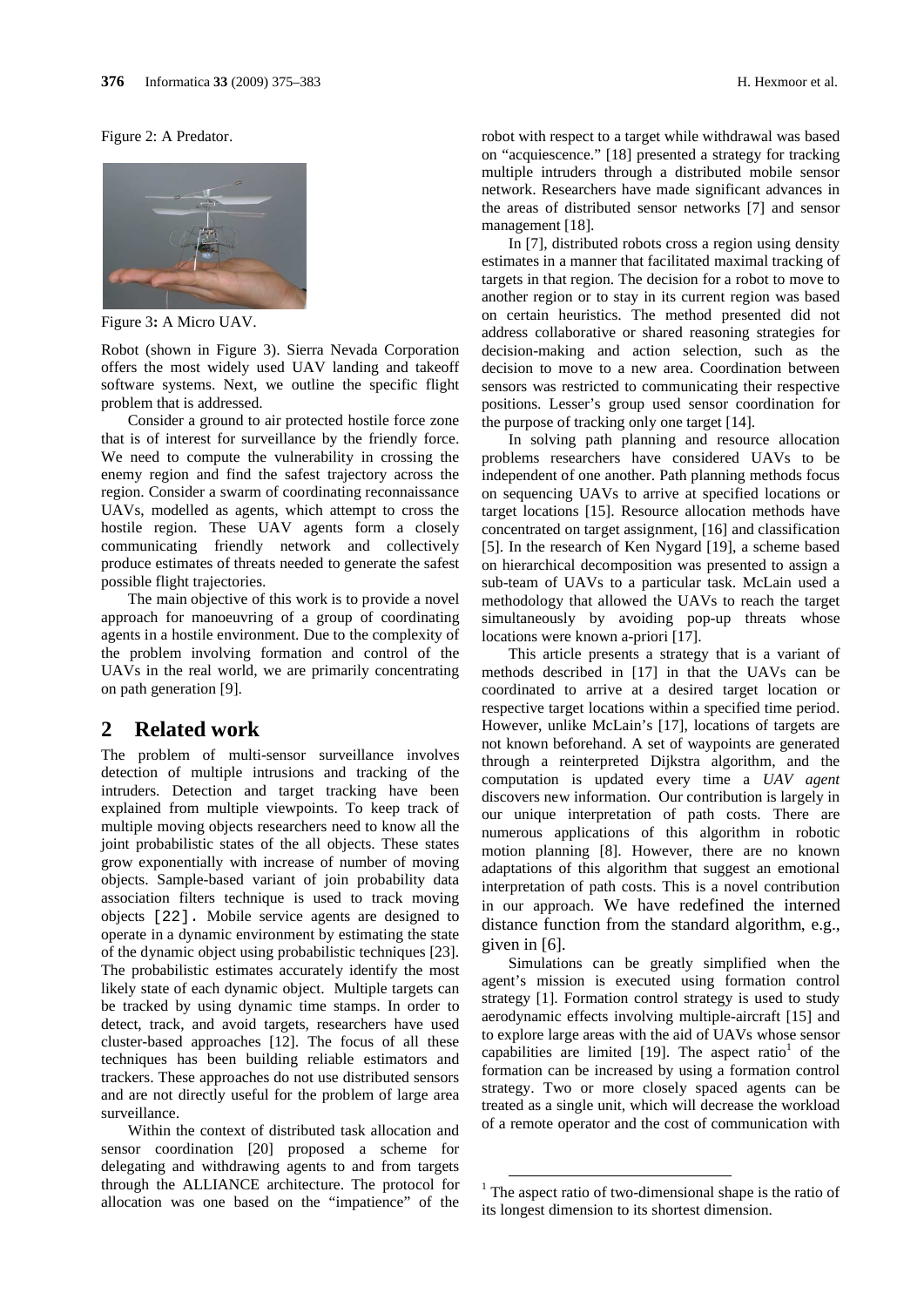Figure 2: A Predator.

Figure 3: A Micro UAV.

Robot (shown in Figure 3). Sierra Nevada Corporation offers the most widely used UAV landing and takeoff software systems. Next, we outline the specific flight problem that is addressed.

Consider a ground to air protected hostile force zone that is of interest for surveillance by the friendly force. We need to compute the vulnerability in crossing the enemy region and find the safest trajectory across the region. Consider a swarm of coordinating reconnaissance UAVs, modelled as agents, which attempt to cross the hostile region. These UAV agents form a closely communicating friendly network and collectively produce estimates of threats needed to generate the safest possible flight trajectories.

The main objective of this work is to provide a novel approach for manoeuvring of a group of coordinating agents in a hostile environment. Due to the complexity of the problem involving formation and control of the UAVs in the real world, we are primarily concentrating on path generation [9].

## 2 Related work

The problem of multi-sensor surveillance involves detection of multiple intrusions and tracking of the intruders. Detection and target tracking have been explained from multiple viewpoints. To keep track of multiple moving objects researchers need to know all the joint probabilistic states of the all objects. These states grow exponentially with increase of number of moving objects. Sample-based variant of join probability data association filters technique is used to track moving objects [22]. Mobile service agents are designed to operate in a dynamic environment by estimating the state of the dynamic object using probabilistic techniques [23]. The probabilistic estimates accurately identify the most likely state of each dynamic object. Multiple targets can be tracked by using dynamic time stamps. In order to detect, track, and avoid targets, researchers have used cluster-based approaches [12]. The focus of all these techniques has been building reliable estimators and trackers. These approaches do not use distributed sensors and are not directly useful for the problem of large area surveillance.

Within the context of distributed task allocation and sensor coordination [20] proposed a scheme for delegating and withdrawing agents to and from targets through the ALLIANCE architecture. The protocol for allocation was one based on the "impatience" of the robot with respect to a target while withdrawal was based on "acquiescence." [18] presented a strategy for tracking multiple intruders through a distributed mobile sensor network. Researchers have made significant advances in the areas of distributed sensor networks [7] and sensor management [18].

In [7], distributed robots cross a region using density estimates in a manner that facilitated maximal tracking of targets in that region. The decision for a robot to move to another region or to stay in its current region was based on certain heuristics. The method presented did not address collaborative or shared reasoning strategies for decision-making and action selection, such as the decision to move to a new area. Coordination between sensors was restricted to communicating their respective positions. Lesser's group used sensor coordination for the purpose of tracking only one target [14].

In solving path planning and resource allocation problems researchers have considered UAVs to be independent of one another. Path planning methods focus on sequencing UAVs to arrive at specified locations or target locations [15]. Resource allocation methods have concentrated on target assignment, [16] and classification [5]. In the research of Ken Nygard [19], a scheme based on hierarchical decomposition was presented to assign a sub-team of UAVs to a particular task. McLain used a methodology that allowed the UAVs to reach the target simultaneously by avoiding pop-up threats whose locations were known a-priori [17].

This article presents a strategy that is a variant of methods described in [17] in that the UAVs can be coordinated to arrive at a desired target location or respective target locations within a specified time period. However, unlike McLain's [17], locations of targets are not known beforehand. A set of waypoints are generated through a reinterpreted Dijkstra algorithm, and the computation is updated every time a *UAV agent* discovers new information. Our contribution is largely in our unique interpretation of path costs. There are numerous applications of this algorithm in robotic motion planning [8]. However, there are no known adaptations of this algorithm that suggest an emotional interpretation of path costs. This is a novel contribution in our approach. We have redefined the interned distance function from the standard algorithm, e.g., given in [6].

Simulations can be greatly simplified when the agent's mission is executed using formation control strategy [1]. Formation control strategy is used to study aerodynamic effects involving multiple-aircraft [15] and to explore large areas with the aid of UAVs whose sensor capabilities are limited [19]. The aspect ratio[1] of the formation can be increased by using a formation control strategy. Two or more closely spaced agents can be treated as a single unit, which will decrease the workload of a remote operator and the cost of communication with

[1] The aspect ratio of two-dimensional shape is the ratio of its longest dimension to its shortest dimension.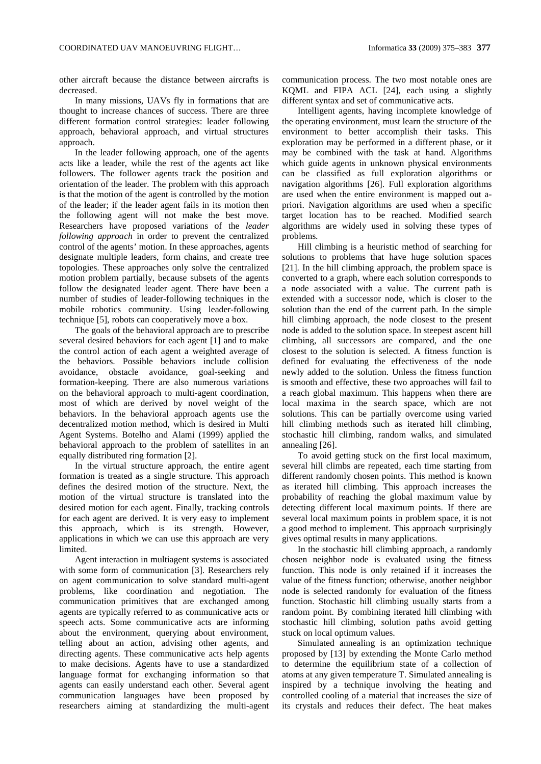other aircraft because the distance between aircrafts is decreased.

In many missions, UAVs fly in formations that are thought to increase chances of success. There are three different formation control strategies: leader following approach, behavioral approach, and virtual structures approach.

In the leader following approach, one of the agents acts like a leader, while the rest of the agents act like followers. The follower agents track the position and orientation of the leader. The problem with this approach is that the motion of the agent is controlled by the motion of the leader; if the leader agent fails in its motion then the following agent will not make the best move. Researchers have proposed variations of the *leader following approach* in order to prevent the centralized control of the agents' motion. In these approaches, agents designate multiple leaders, form chains, and create tree topologies. These approaches only solve the centralized motion problem partially, because subsets of the agents follow the designated leader agent. There have been a number of studies of leader-following techniques in the mobile robotics community. Using leader-following technique [5], robots can cooperatively move a box.

The goals of the behavioral approach are to prescribe several desired behaviors for each agent [1] and to make the control action of each agent a weighted average of the behaviors. Possible behaviors include collision avoidance, obstacle avoidance, goal-seeking and formation-keeping. There are also numerous variations on the behavioral approach to multi-agent coordination, most of which are derived by novel weight of the behaviors. In the behavioral approach agents use the decentralized motion method, which is desired in Multi Agent Systems. Botelho and Alami (1999) applied the behavioral approach to the problem of satellites in an equally distributed ring formation [2].

In the virtual structure approach, the entire agent formation is treated as a single structure. This approach defines the desired motion of the structure. Next, the motion of the virtual structure is translated into the desired motion for each agent. Finally, tracking controls for each agent are derived. It is very easy to implement this approach, which is its strength. However, applications in which we can use this approach are very limited.

Agent interaction in multiagent systems is associated with some form of communication [3]. Researchers rely on agent communication to solve standard multi-agent problems, like coordination and negotiation. The communication primitives that are exchanged among agents are typically referred to as communicative acts or speech acts. Some communicative acts are informing about the environment, querying about environment, telling about an action, advising other agents, and directing agents. These communicative acts help agents to make decisions. Agents have to use a standardized language format for exchanging information so that agents can easily understand each other. Several agent communication languages have been proposed by researchers aiming at standardizing the multi-agent communication process. The two most notable ones are KQML and FIPA ACL [24], each using a slightly different syntax and set of communicative acts.

Intelligent agents, having incomplete knowledge of the operating environment, must learn the structure of the environment to better accomplish their tasks. This exploration may be performed in a different phase, or it may be combined with the task at hand. Algorithms which guide agents in unknown physical environments can be classified as full exploration algorithms or navigation algorithms [26]. Full exploration algorithms are used when the entire environment is mapped out a-priori. Navigation algorithms are used when a specific target location has to be reached. Modified search algorithms are widely used in solving these types of problems.

Hill climbing is a heuristic method of searching for solutions to problems that have huge solution spaces [21]. In the hill climbing approach, the problem space is converted to a graph, where each solution corresponds to a node associated with a value. The current path is extended with a successor node, which is closer to the solution than the end of the current path. In the simple hill climbing approach, the node closest to the present node is added to the solution space. In steepest ascent hill climbing, all successors are compared, and the one closest to the solution is selected. A fitness function is defined for evaluating the effectiveness of the node newly added to the solution. Unless the fitness function is smooth and effective, these two approaches will fail to a reach global maximum. This happens when there are local maxima in the search space, which are not solutions. This can be partially overcome using varied hill climbing methods such as iterated hill climbing, stochastic hill climbing, random walks, and simulated annealing [26].

To avoid getting stuck on the first local maximum, several hill climbs are repeated, each time starting from different randomly chosen points. This method is known as iterated hill climbing. This approach increases the probability of reaching the global maximum value by detecting different local maximum points. If there are several local maximum points in problem space, it is not a good method to implement. This approach surprisingly gives optimal results in many applications.

In the stochastic hill climbing approach, a randomly chosen neighbor node is evaluated using the fitness function. This node is only retained if it increases the value of the fitness function; otherwise, another neighbor node is selected randomly for evaluation of the fitness function. Stochastic hill climbing usually starts from a random point. By combining iterated hill climbing with stochastic hill climbing, solution paths avoid getting stuck on local optimum values.

Simulated annealing is an optimization technique proposed by [13] by extending the Monte Carlo method to determine the equilibrium state of a collection of atoms at any given temperature T. Simulated annealing is inspired by a technique involving the heating and controlled cooling of a material that increases the size of its crystals and reduces their defect. The heat makes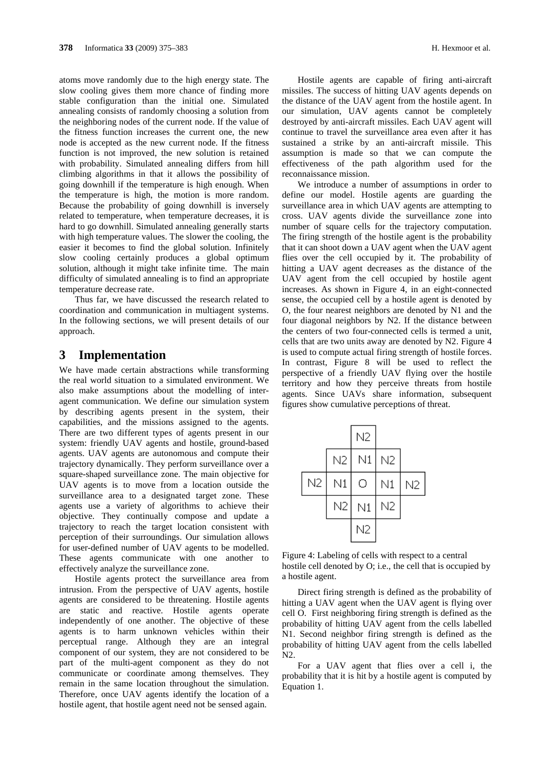atoms move randomly due to the high energy state. The slow cooling gives them more chance of finding more stable configuration than the initial one. Simulated annealing consists of randomly choosing a solution from the neighboring nodes of the current node. If the value of the fitness function increases the current one, the new node is accepted as the new current node. If the fitness function is not improved, the new solution is retained with probability. Simulated annealing differs from hill climbing algorithms in that it allows the possibility of going downhill if the temperature is high enough. When the temperature is high, the motion is more random. Because the probability of going downhill is inversely related to temperature, when temperature decreases, it is hard to go downhill. Simulated annealing generally starts with high temperature values. The slower the cooling, the easier it becomes to find the global solution. Infinitely slow cooling certainly produces a global optimum solution, although it might take infinite time. The main difficulty of simulated annealing is to find an appropriate temperature decrease rate.

Thus far, we have discussed the research related to coordination and communication in multiagent systems. In the following sections, we will present details of our approach.

# 3 Implementation

We have made certain abstractions while transforming the real world situation to a simulated environment. We also make assumptions about the modelling of inter-agent communication. We define our simulation system by describing agents present in the system, their capabilities, and the missions assigned to the agents. There are two different types of agents present in our system: friendly UAV agents and hostile, ground-based agents. UAV agents are autonomous and compute their trajectory dynamically. They perform surveillance over a square-shaped surveillance zone. The main objective for UAV agents is to move from a location outside the surveillance area to a designated target zone. These agents use a variety of algorithms to achieve their objective. They continually compose and update a trajectory to reach the target location consistent with perception of their surroundings. Our simulation allows for user-defined number of UAV agents to be modelled. These agents communicate with one another to effectively analyze the surveillance zone.

Hostile agents protect the surveillance area from intrusion. From the perspective of UAV agents, hostile agents are considered to be threatening. Hostile agents are static and reactive. Hostile agents operate independently of one another. The objective of these agents is to harm unknown vehicles within their perceptual range. Although they are an integral component of our system, they are not considered to be part of the multi-agent component as they do not communicate or coordinate among themselves. They remain in the same location throughout the simulation. Therefore, once UAV agents identify the location of a hostile agent, that hostile agent need not be sensed again.

Hostile agents are capable of firing anti-aircraft missiles. The success of hitting UAV agents depends on the distance of the UAV agent from the hostile agent. In our simulation, UAV agents cannot be completely destroyed by anti-aircraft missiles. Each UAV agent will continue to travel the surveillance area even after it has sustained a strike by an anti-aircraft missile. This assumption is made so that we can compute the effectiveness of the path algorithm used for the reconnaissance mission.

We introduce a number of assumptions in order to define our model. Hostile agents are guarding the surveillance area in which UAV agents are attempting to cross. UAV agents divide the surveillance zone into number of square cells for the trajectory computation. The firing strength of the hostile agent is the probability that it can shoot down a UAV agent when the UAV agent flies over the cell occupied by it. The probability of hitting a UAV agent decreases as the distance of the UAV agent from the cell occupied by hostile agent increases. As shown in Figure 4, in an eight-connected sense, the occupied cell by a hostile agent is denoted by O, the four nearest neighbors are denoted by N1 and the four diagonal neighbors by N2. If the distance between the centers of two four-connected cells is termed a unit, cells that are two units away are denoted by N2. Figure 4 is used to compute actual firing strength of hostile forces. In contrast, Figure 8 will be used to reflect the perspective of a friendly UAV flying over the hostile territory and how they perceive threats from hostile agents. Since UAVs share information, subsequent figures show cumulative perceptions of threat.

| | | N2 | | |
|---|---|---|---|---|
| | N2 | N1 | N2 | |
| N2 | N1 | O | N1 | N2 |
| | N2 | N1 | N2 | |
| | | N2 | | |

Figure 4: Labeling of cells with respect to a central hostile cell denoted by O; i.e., the cell that is occupied by a hostile agent.

Direct firing strength is defined as the probability of hitting a UAV agent when the UAV agent is flying over cell O. First neighboring firing strength is defined as the probability of hitting UAV agent from the cells labelled N1. Second neighbor firing strength is defined as the probability of hitting UAV agent from the cells labelled N2.

For a UAV agent that flies over a cell i, the probability that it is hit by a hostile agent is computed by Equation 1.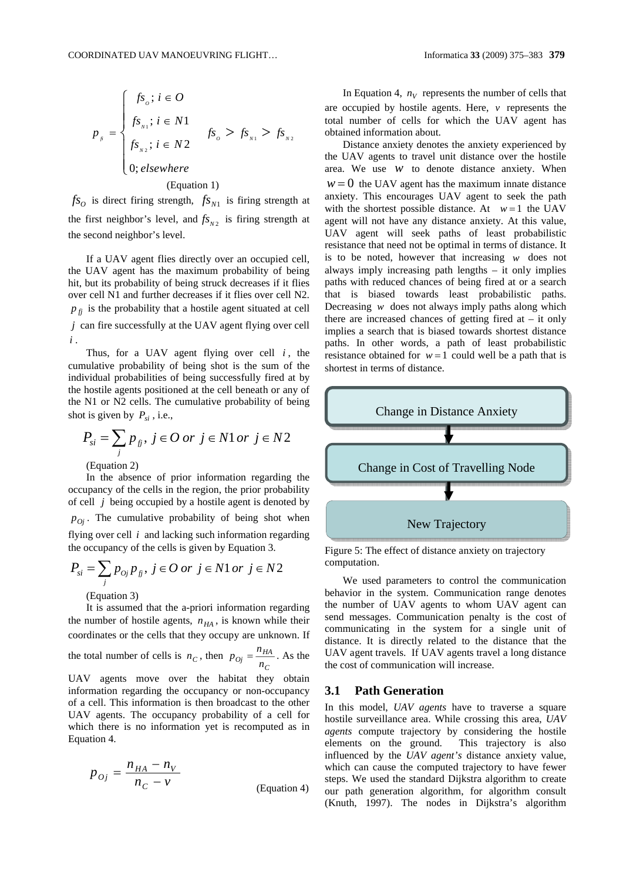$$p_{fi} = \begin{cases} fs_O;\ i \in O \\ fs_{N1};\ i \in N1 \\ fs_{N2};\ i \in N2 \\ 0;\ elsewhere \end{cases} \quad fs_O > fs_{N1} > fs_{N2}$$

(Equation 1)

$fs_O$ is direct firing strength, $fs_{N1}$ is firing strength at the first neighbor's level, and $fs_{N2}$ is firing strength at the second neighbor's level.

If a UAV agent flies directly over an occupied cell, the UAV agent has the maximum probability of being hit, but its probability of being struck decreases if it flies over cell N1 and further decreases if it flies over cell N2. $p_{fj}$ is the probability that a hostile agent situated at cell $j$ can fire successfully at the UAV agent flying over cell $i$.

Thus, for a UAV agent flying over cell $i$, the cumulative probability of being shot is the sum of the individual probabilities of being successfully fired at by the hostile agents positioned at the cell beneath or any of the N1 or N2 cells. The cumulative probability of being shot is given by $P_{si}$, i.e.,

$$P_{si} = \sum_j p_{fj},\ j \in O\ or\ j \in N1\ or\ j \in N2$$

(Equation 2)

In the absence of prior information regarding the occupancy of the cells in the region, the prior probability of cell $j$ being occupied by a hostile agent is denoted by $p_{Oj}$. The cumulative probability of being shot when flying over cell $i$ and lacking such information regarding the occupancy of the cells is given by Equation 3.

$$P_{si} = \sum_j p_{Oj} p_{fj},\ j \in O\ or\ j \in N1\ or\ j \in N2$$

(Equation 3)

It is assumed that the a-priori information regarding the number of hostile agents, $n_{HA}$, is known while their coordinates or the cells that they occupy are unknown. If the total number of cells is $n_C$, then $p_{Oj} = \frac{n_{HA}}{n_C}$. As the UAV agents move over the habitat they obtain information regarding the occupancy or non-occupancy of a cell. This information is then broadcast to the other UAV agents. The occupancy probability of a cell for which there is no information yet is recomputed as in Equation 4.

$$p_{Oj} = \frac{n_{HA} - n_V}{n_C - v} \qquad \text{(Equation 4)}$$

In Equation 4, $n_V$ represents the number of cells that are occupied by hostile agents. Here, $v$ represents the total number of cells for which the UAV agent has obtained information about.

Distance anxiety denotes the anxiety experienced by the UAV agents to travel unit distance over the hostile area. We use $w$ to denote distance anxiety. When $w = 0$ the UAV agent has the maximum innate distance anxiety. This encourages UAV agent to seek the path with the shortest possible distance. At $w = 1$ the UAV agent will not have any distance anxiety. At this value, UAV agent will seek paths of least probabilistic resistance that need not be optimal in terms of distance. It is to be noted, however that increasing $w$ does not always imply increasing path lengths – it only implies paths with reduced chances of being fired at or a search that is biased towards least probabilistic paths. Decreasing $w$ does not always imply paths along which there are increased chances of getting fired at – it only implies a search that is biased towards shortest distance paths. In other words, a path of least probabilistic resistance obtained for $w = 1$ could well be a path that is shortest in terms of distance.

Change in Distance Anxiety → Change in Cost of Travelling Node → New Trajectory

Figure 5: The effect of distance anxiety on trajectory computation.

We used parameters to control the communication behavior in the system. Communication range denotes the number of UAV agents to whom UAV agent can send messages. Communication penalty is the cost of communicating in the system for a single unit of distance. It is directly related to the distance that the UAV agent travels. If UAV agents travel a long distance the cost of communication will increase.

### 3.1 Path Generation

In this model, *UAV agents* have to traverse a square hostile surveillance area. While crossing this area, *UAV agents* compute trajectory by considering the hostile elements on the ground. This trajectory is also influenced by the *UAV agent's* distance anxiety value, which can cause the computed trajectory to have fewer steps. We used the standard Dijkstra algorithm to create our path generation algorithm, for algorithm consult (Knuth, 1997). The nodes in Dijkstra's algorithm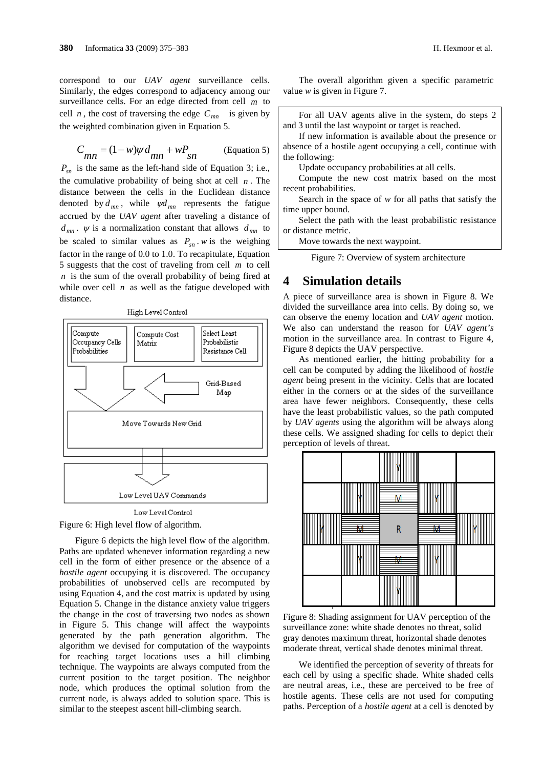correspond to our *UAV agent* surveillance cells. Similarly, the edges correspond to adjacency among our surveillance cells. For an edge directed from cell $m$ to cell $n$, the cost of traversing the edge $C_{mn}$ is given by the weighted combination given in Equation 5.

$$C_{mn} = (1-w)\psi d_{mn} + wP_{sn} \qquad \text{(Equation 5)}$$

$P_{sn}$ is the same as the left-hand side of Equation 3; i.e., the cumulative probability of being shot at cell $n$. The distance between the cells in the Euclidean distance denoted by $d_{mn}$, while $\psi d_{mn}$ represents the fatigue accrued by the *UAV agent* after traveling a distance of $d_{mn}$. $\psi$ is a normalization constant that allows $d_{mn}$ to be scaled to similar values as $P_{sn}$. $w$ is the weighing factor in the range of 0.0 to 1.0. To recapitulate, Equation 5 suggests that the cost of traveling from cell $m$ to cell $n$ is the sum of the overall probability of being fired at while over cell $n$ as well as the fatigue developed with distance.

Figure 6: High level flow of algorithm.

Figure 6 depicts the high level flow of the algorithm. Paths are updated whenever information regarding a new cell in the form of either presence or the absence of a *hostile agent* occupying it is discovered. The occupancy probabilities of unobserved cells are recomputed by using Equation 4, and the cost matrix is updated by using Equation 5. Change in the distance anxiety value triggers the change in the cost of traversing two nodes as shown in Figure 5. This change will affect the waypoints generated by the path generation algorithm. The algorithm we devised for computation of the waypoints for reaching target locations uses a hill climbing technique. The waypoints are always computed from the current position to the target position. The neighbor node, which produces the optimal solution from the current node, is always added to solution space. This is similar to the steepest ascent hill-climbing search.

The overall algorithm given a specific parametric value *w* is given in Figure 7.

For all UAV agents alive in the system, do steps 2 and 3 until the last waypoint or target is reached.

If new information is available about the presence or absence of a hostile agent occupying a cell, continue with the following:

Update occupancy probabilities at all cells.

Compute the new cost matrix based on the most recent probabilities.

Search in the space of *w* for all paths that satisfy the time upper bound.

Select the path with the least probabilistic resistance or distance metric.

Move towards the next waypoint.

Figure 7: Overview of system architecture

## 4 Simulation details

A piece of surveillance area is shown in Figure 8. We divided the surveillance area into cells. By doing so, we can observe the enemy location and *UAV agent* motion. We also can understand the reason for *UAV agent's* motion in the surveillance area. In contrast to Figure 4, Figure 8 depicts the UAV perspective.

As mentioned earlier, the hitting probability for a cell can be computed by adding the likelihood of *hostile agent* being present in the vicinity. Cells that are located either in the corners or at the sides of the surveillance area have fewer neighbors. Consequently, these cells have the least probabilistic values, so the path computed by *UAV agents* using the algorithm will be always along these cells. We assigned shading for cells to depict their perception of levels of threat.

|  |  | Y |  |  |
|---|---|---|---|---|
|  | Y | M | Y |  |
| Y | M | R | M | Y |
|  | Y | M | Y |  |
|  |  | Y |  |  |

Figure 8: Shading assignment for UAV perception of the surveillance zone: white shade denotes no threat, solid gray denotes maximum threat, horizontal shade denotes moderate threat, vertical shade denotes minimal threat.

We identified the perception of severity of threats for each cell by using a specific shade. White shaded cells are neutral areas, i.e., these are perceived to be free of hostile agents. These cells are not used for computing paths. Perception of a *hostile agent* at a cell is denoted by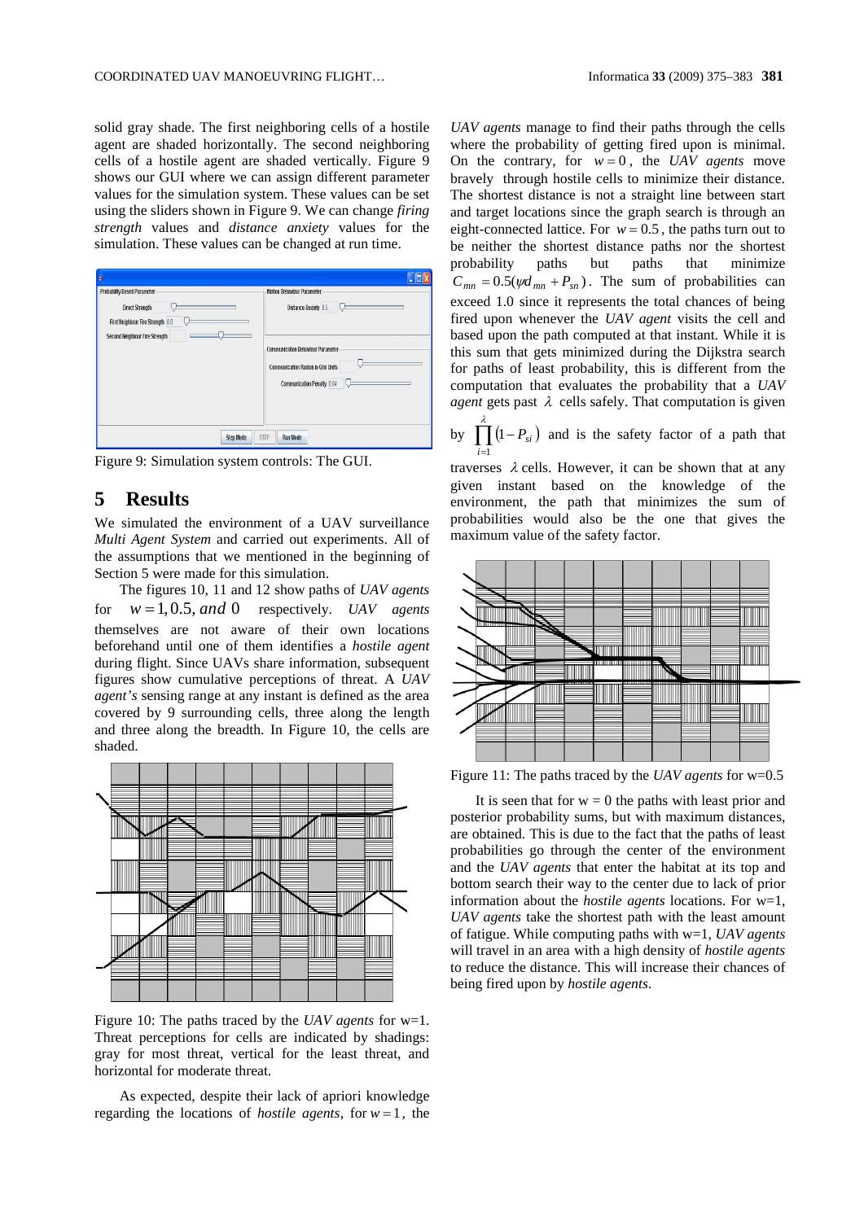solid gray shade. The first neighboring cells of a hostile agent are shaded horizontally. The second neighboring cells of a hostile agent are shaded vertically. Figure 9 shows our GUI where we can assign different parameter values for the simulation system. These values can be set using the sliders shown in Figure 9. We can change *firing strength* values and *distance anxiety* values for the simulation. These values can be changed at run time.

Figure 9: Simulation system controls: The GUI.

## 5 Results

We simulated the environment of a UAV surveillance *Multi Agent System* and carried out experiments. All of the assumptions that we mentioned in the beginning of Section 5 were made for this simulation.

The figures 10, 11 and 12 show paths of *UAV agents* for $w = 1, 0.5, and\ 0$ respectively. *UAV agents* themselves are not aware of their own locations beforehand until one of them identifies a *hostile agent* during flight. Since UAVs share information, subsequent figures show cumulative perceptions of threat. A *UAV agent's* sensing range at any instant is defined as the area covered by 9 surrounding cells, three along the length and three along the breadth. In Figure 10, the cells are shaded.

Figure 10: The paths traced by the *UAV agents* for w=1. Threat perceptions for cells are indicated by shadings: gray for most threat, vertical for the least threat, and horizontal for moderate threat.

As expected, despite their lack of apriori knowledge regarding the locations of *hostile agents*, for $w = 1$, the *UAV agents* manage to find their paths through the cells where the probability of getting fired upon is minimal. On the contrary, for $w = 0$, the *UAV agents* move bravely through hostile cells to minimize their distance. The shortest distance is not a straight line between start and target locations since the graph search is through an eight-connected lattice. For $w = 0.5$, the paths turn out to be neither the shortest distance paths nor the shortest probability paths but paths that minimize $C_{mn} = 0.5(\psi d_{mn} + P_{sn})$. The sum of probabilities can exceed 1.0 since it represents the total chances of being fired upon whenever the *UAV agent* visits the cell and based upon the path computed at that instant. While it is this sum that gets minimized during the Dijkstra search for paths of least probability, this is different from the computation that evaluates the probability that a *UAV agent* gets past $\lambda$ cells safely. That computation is given by $\prod_{i=1}^{\lambda}(1 - P_{si})$ and is the safety factor of a path that traverses $\lambda$ cells. However, it can be shown that at any given instant based on the knowledge of the environment, the path that minimizes the sum of probabilities would also be the one that gives the maximum value of the safety factor.

Figure 11: The paths traced by the *UAV agents* for w=0.5

It is seen that for w = 0 the paths with least prior and posterior probability sums, but with maximum distances, are obtained. This is due to the fact that the paths of least probabilities go through the center of the environment and the *UAV agents* that enter the habitat at its top and bottom search their way to the center due to lack of prior information about the *hostile agents* locations. For w=1, *UAV agents* take the shortest path with the least amount of fatigue. While computing paths with w=1, *UAV agents* will travel in an area with a high density of *hostile agents* to reduce the distance. This will increase their chances of being fired upon by *hostile agents*.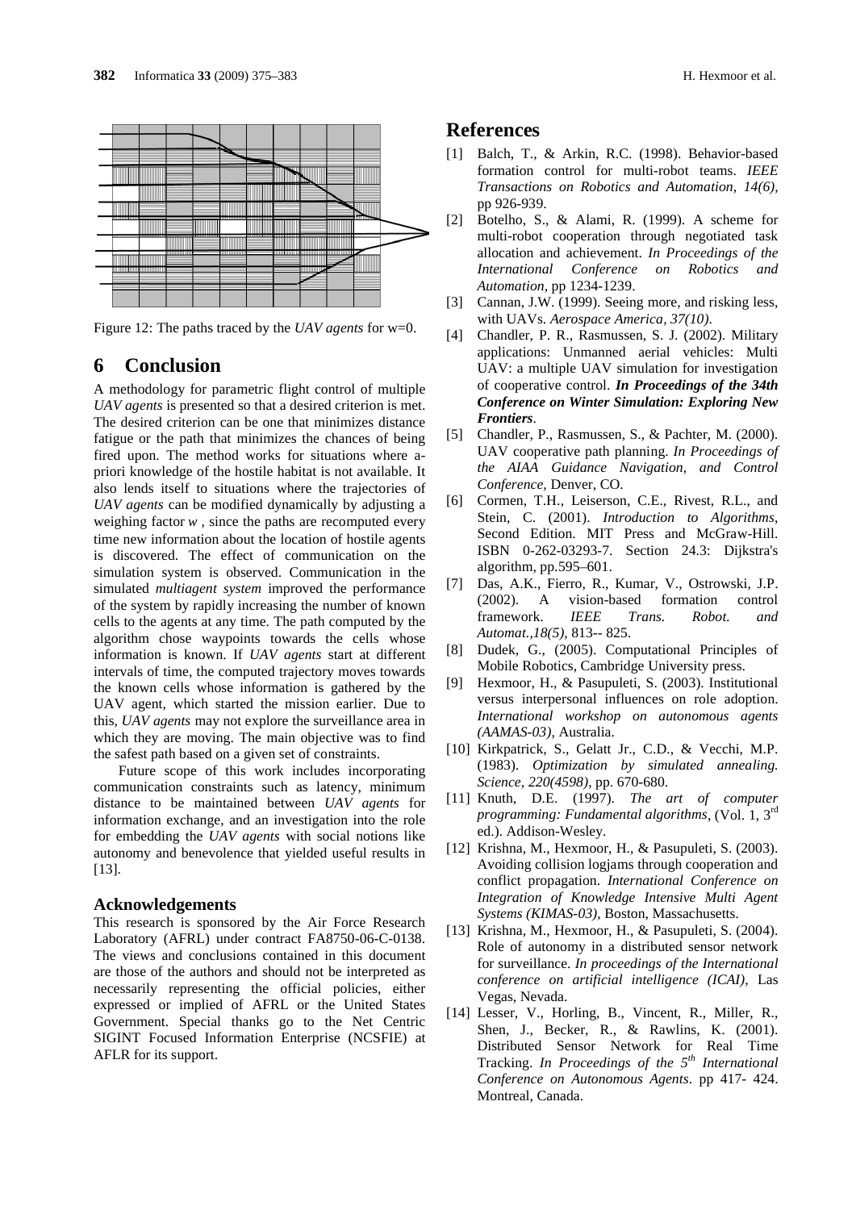Figure 12: The paths traced by the *UAV agents* for w=0.

## 6 Conclusion

A methodology for parametric flight control of multiple *UAV agents* is presented so that a desired criterion is met. The desired criterion can be one that minimizes distance fatigue or the path that minimizes the chances of being fired upon. The method works for situations where a-priori knowledge of the hostile habitat is not available. It also lends itself to situations where the trajectories of *UAV agents* can be modified dynamically by adjusting a weighing factor $w$ , since the paths are recomputed every time new information about the location of hostile agents is discovered. The effect of communication on the simulation system is observed. Communication in the simulated *multiagent system* improved the performance of the system by rapidly increasing the number of known cells to the agents at any time. The path computed by the algorithm chose waypoints towards the cells whose information is known. If *UAV agents* start at different intervals of time, the computed trajectory moves towards the known cells whose information is gathered by the UAV agent, which started the mission earlier. Due to this, *UAV agents* may not explore the surveillance area in which they are moving. The main objective was to find the safest path based on a given set of constraints.

Future scope of this work includes incorporating communication constraints such as latency, minimum distance to be maintained between *UAV agents* for information exchange, and an investigation into the role for embedding the *UAV agents* with social notions like autonomy and benevolence that yielded useful results in [13].

### Acknowledgements

This research is sponsored by the Air Force Research Laboratory (AFRL) under contract FA8750-06-C-0138. The views and conclusions contained in this document are those of the authors and should not be interpreted as necessarily representing the official policies, either expressed or implied of AFRL or the United States Government. Special thanks go to the Net Centric SIGINT Focused Information Enterprise (NCSFIE) at AFLR for its support.

## References

[1] Balch, T., & Arkin, R.C. (1998). Behavior-based formation control for multi-robot teams. *IEEE Transactions on Robotics and Automation, 14(6)*, pp 926-939.

[2] Botelho, S., & Alami, R. (1999). A scheme for multi-robot cooperation through negotiated task allocation and achievement. *In Proceedings of the International Conference on Robotics and Automation*, pp 1234-1239.

[3] Cannan, J.W. (1999). Seeing more, and risking less, with UAVs. *Aerospace America, 37(10)*.

[4] Chandler, P. R., Rasmussen, S. J. (2002). Military applications: Unmanned aerial vehicles: Multi UAV: a multiple UAV simulation for investigation of cooperative control. ***In Proceedings of the 34th Conference on Winter Simulation: Exploring New Frontiers***.

[5] Chandler, P., Rasmussen, S., & Pachter, M. (2000). UAV cooperative path planning. *In Proceedings of the AIAA Guidance Navigation, and Control Conference*, Denver, CO.

[6] Cormen, T.H., Leiserson, C.E., Rivest, R.L., and Stein, C. (2001). *Introduction to Algorithms*, Second Edition. MIT Press and McGraw-Hill. ISBN 0-262-03293-7. Section 24.3: Dijkstra's algorithm, pp.595–601.

[7] Das, A.K., Fierro, R., Kumar, V., Ostrowski, J.P. (2002). A vision-based formation control framework. *IEEE Trans. Robot. and Automat.,18(5)*, 813-- 825.

[8] Dudek, G., (2005). Computational Principles of Mobile Robotics, Cambridge University press.

[9] Hexmoor, H., & Pasupuleti, S. (2003). Institutional versus interpersonal influences on role adoption. *International workshop on autonomous agents (AAMAS-03)*, Australia.

[10] Kirkpatrick, S., Gelatt Jr., C.D., & Vecchi, M.P. (1983). *Optimization by simulated annealing. Science, 220(4598)*, pp. 670-680.

[11] Knuth, D.E. (1997). *The art of computer programming: Fundamental algorithms*, (Vol. 1, 3rd ed.). Addison-Wesley.

[12] Krishna, M., Hexmoor, H., & Pasupuleti, S. (2003). Avoiding collision logjams through cooperation and conflict propagation. *International Conference on Integration of Knowledge Intensive Multi Agent Systems (KIMAS-03)*, Boston, Massachusetts.

[13] Krishna, M., Hexmoor, H., & Pasupuleti, S. (2004). Role of autonomy in a distributed sensor network for surveillance. *In proceedings of the International conference on artificial intelligence (ICAI)*, Las Vegas, Nevada.

[14] Lesser, V., Horling, B., Vincent, R., Miller, R., Shen, J., Becker, R., & Rawlins, K. (2001). Distributed Sensor Network for Real Time Tracking. *In Proceedings of the 5th International Conference on Autonomous Agents*. pp 417- 424. Montreal, Canada.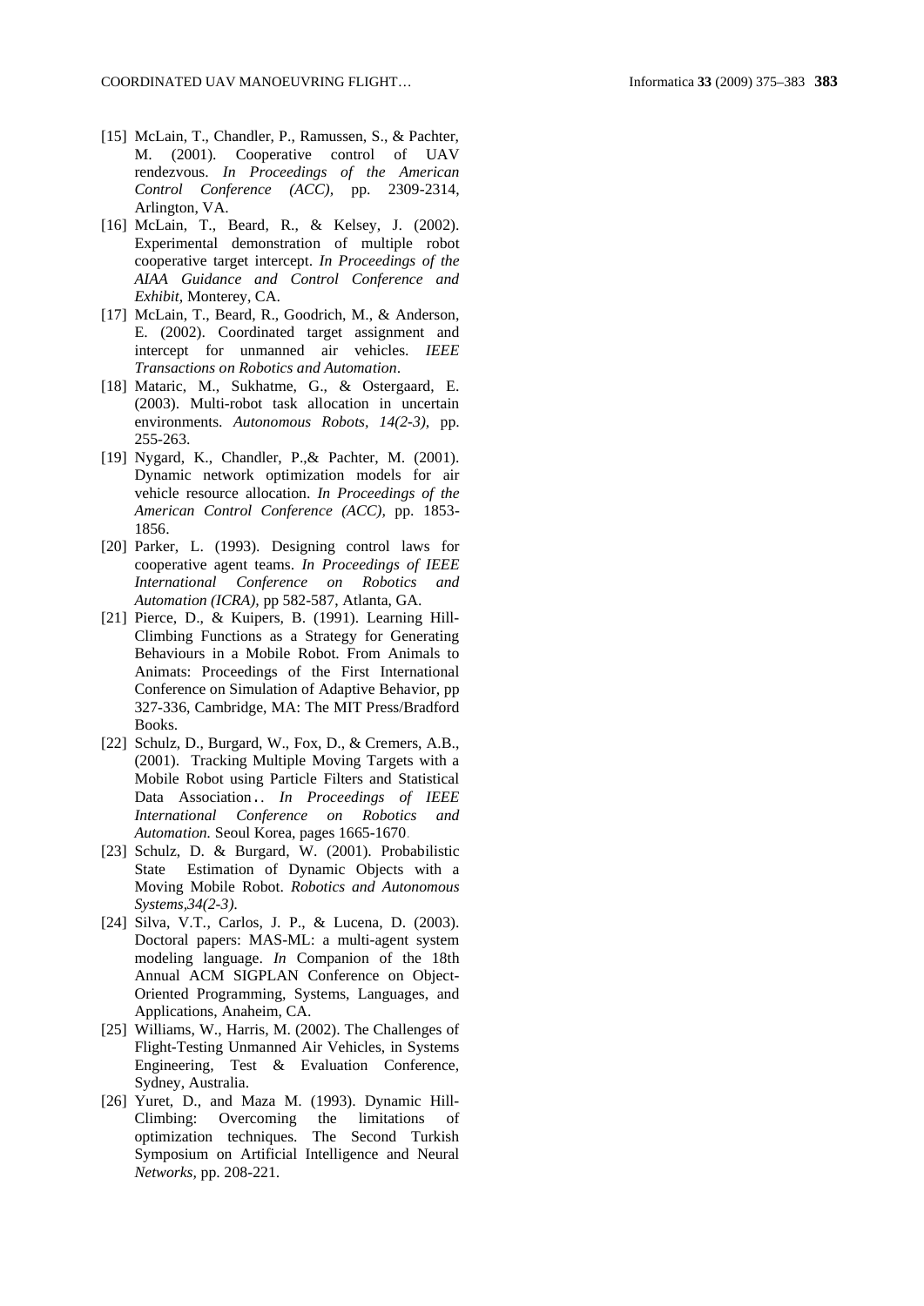[15] McLain, T., Chandler, P., Ramussen, S., & Pachter, M. (2001). Cooperative control of UAV rendezvous. *In Proceedings of the American Control Conference (ACC),* pp. 2309-2314, Arlington, VA.

[16] McLain, T., Beard, R., & Kelsey, J. (2002). Experimental demonstration of multiple robot cooperative target intercept. *In Proceedings of the AIAA Guidance and Control Conference and Exhibit,* Monterey, CA.

[17] McLain, T., Beard, R., Goodrich, M., & Anderson, E. (2002). Coordinated target assignment and intercept for unmanned air vehicles. *IEEE Transactions on Robotics and Automation*.

[18] Mataric, M., Sukhatme, G., & Ostergaard, E. (2003). Multi-robot task allocation in uncertain environments. *Autonomous Robots, 14(2-3),* pp. 255-263.

[19] Nygard, K., Chandler, P.,& Pachter, M. (2001). Dynamic network optimization models for air vehicle resource allocation. *In Proceedings of the American Control Conference (ACC),* pp. 1853-1856.

[20] Parker, L. (1993). Designing control laws for cooperative agent teams. *In Proceedings of IEEE International Conference on Robotics and Automation (ICRA),* pp 582-587, Atlanta, GA.

[21] Pierce, D., & Kuipers, B. (1991). Learning Hill-Climbing Functions as a Strategy for Generating Behaviours in a Mobile Robot. From Animals to Animats: Proceedings of the First International Conference on Simulation of Adaptive Behavior, pp 327-336, Cambridge, MA: The MIT Press/Bradford Books.

[22] Schulz, D., Burgard, W., Fox, D., & Cremers, A.B., (2001). Tracking Multiple Moving Targets with a Mobile Robot using Particle Filters and Statistical Data Association.. *In Proceedings of IEEE International Conference on Robotics and Automation.* Seoul Korea, pages 1665-1670.

[23] Schulz, D. & Burgard, W. (2001). Probabilistic State Estimation of Dynamic Objects with a Moving Mobile Robot. *Robotics and Autonomous Systems,34(2-3).*

[24] Silva, V.T., Carlos, J. P., & Lucena, D. (2003). Doctoral papers: MAS-ML: a multi-agent system modeling language. *In* Companion of the 18th Annual ACM SIGPLAN Conference on Object-Oriented Programming, Systems, Languages, and Applications, Anaheim, CA.

[25] Williams, W., Harris, M. (2002). The Challenges of Flight-Testing Unmanned Air Vehicles, in Systems Engineering, Test & Evaluation Conference, Sydney, Australia.

[26] Yuret, D., and Maza M. (1993). Dynamic Hill-Climbing: Overcoming the limitations of optimization techniques. The Second Turkish Symposium on Artificial Intelligence and Neural *Networks,* pp. 208-221.